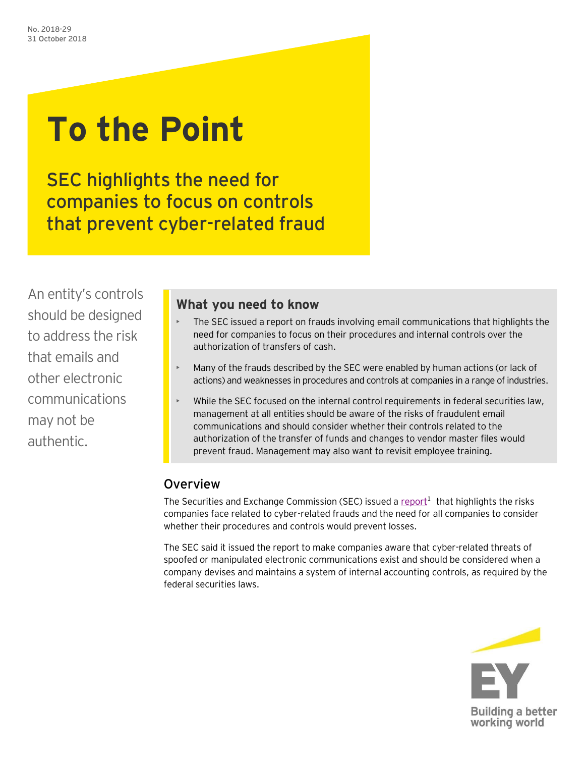No. 2018-29
31 October 2018

# To the Point

## SEC highlights the need for companies to focus on controls that prevent cyber-related fraud

An entity's controls should be designed to address the risk that emails and other electronic communications may not be authentic.

### What you need to know

- The SEC issued a report on frauds involving email communications that highlights the need for companies to focus on their procedures and internal controls over the authorization of transfers of cash.
- Many of the frauds described by the SEC were enabled by human actions (or lack of actions) and weaknesses in procedures and controls at companies in a range of industries.
- While the SEC focused on the internal control requirements in federal securities law, management at all entities should be aware of the risks of fraudulent email communications and should consider whether their controls related to the authorization of the transfer of funds and changes to vendor master files would prevent fraud. Management may also want to revisit employee training.

## Overview

The Securities and Exchange Commission (SEC) issued a report[1] that highlights the risks companies face related to cyber-related frauds and the need for all companies to consider whether their procedures and controls would prevent losses.

The SEC said it issued the report to make companies aware that cyber-related threats of spoofed or manipulated electronic communications exist and should be considered when a company devises and maintains a system of internal accounting controls, as required by the federal securities laws.

EY
Building a better working world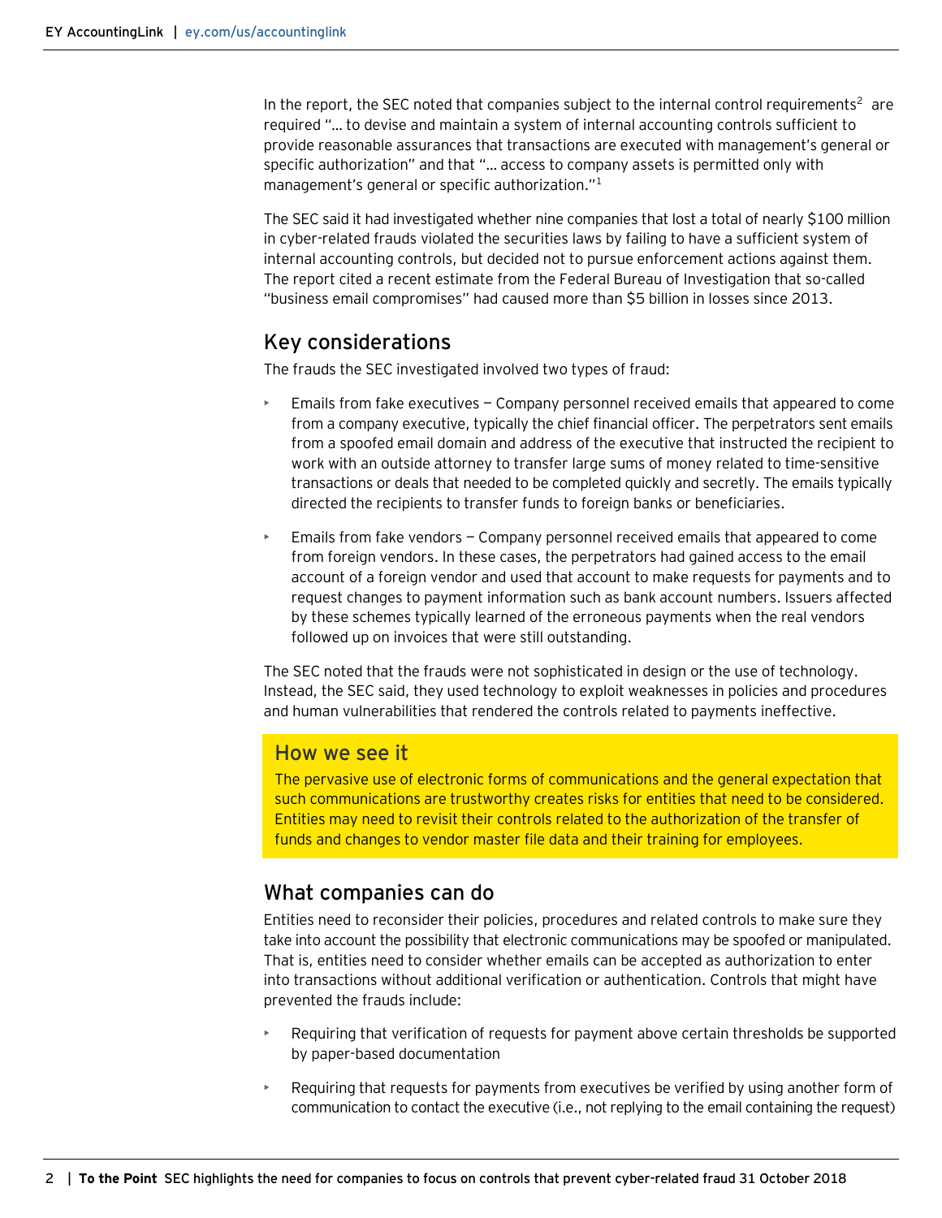In the report, the SEC noted that companies subject to the internal control requirements[2] are required "… to devise and maintain a system of internal accounting controls sufficient to provide reasonable assurances that transactions are executed with management's general or specific authorization" and that "… access to company assets is permitted only with management's general or specific authorization."[1]

The SEC said it had investigated whether nine companies that lost a total of nearly $100 million in cyber-related frauds violated the securities laws by failing to have a sufficient system of internal accounting controls, but decided not to pursue enforcement actions against them. The report cited a recent estimate from the Federal Bureau of Investigation that so-called "business email compromises" had caused more than $5 billion in losses since 2013.

## Key considerations

The frauds the SEC investigated involved two types of fraud:

- Emails from fake executives — Company personnel received emails that appeared to come from a company executive, typically the chief financial officer. The perpetrators sent emails from a spoofed email domain and address of the executive that instructed the recipient to work with an outside attorney to transfer large sums of money related to time-sensitive transactions or deals that needed to be completed quickly and secretly. The emails typically directed the recipients to transfer funds to foreign banks or beneficiaries.
- Emails from fake vendors — Company personnel received emails that appeared to come from foreign vendors. In these cases, the perpetrators had gained access to the email account of a foreign vendor and used that account to make requests for payments and to request changes to payment information such as bank account numbers. Issuers affected by these schemes typically learned of the erroneous payments when the real vendors followed up on invoices that were still outstanding.

The SEC noted that the frauds were not sophisticated in design or the use of technology. Instead, the SEC said, they used technology to exploit weaknesses in policies and procedures and human vulnerabilities that rendered the controls related to payments ineffective.

### How we see it

The pervasive use of electronic forms of communications and the general expectation that such communications are trustworthy creates risks for entities that need to be considered. Entities may need to revisit their controls related to the authorization of the transfer of funds and changes to vendor master file data and their training for employees.

## What companies can do

Entities need to reconsider their policies, procedures and related controls to make sure they take into account the possibility that electronic communications may be spoofed or manipulated. That is, entities need to consider whether emails can be accepted as authorization to enter into transactions without additional verification or authentication. Controls that might have prevented the frauds include:

- Requiring that verification of requests for payment above certain thresholds be supported by paper-based documentation
- Requiring that requests for payments from executives be verified by using another form of communication to contact the executive (i.e., not replying to the email containing the request)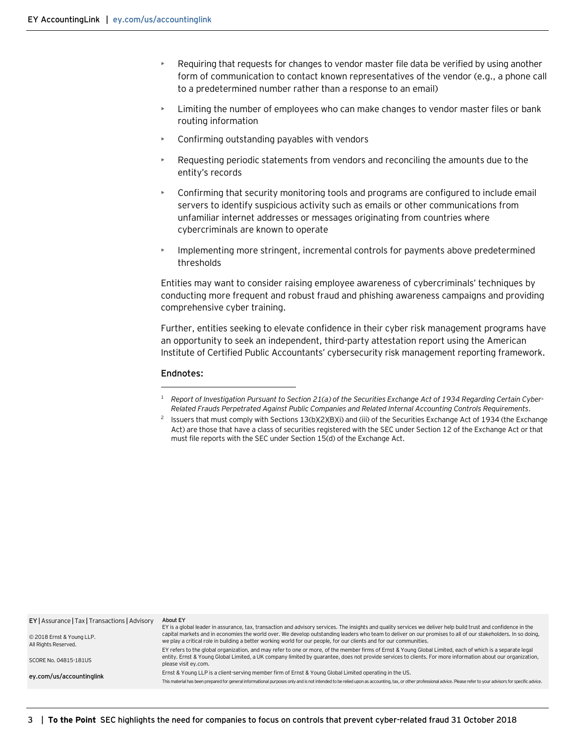- Requiring that requests for changes to vendor master file data be verified by using another form of communication to contact known representatives of the vendor (e.g., a phone call to a predetermined number rather than a response to an email)
- Limiting the number of employees who can make changes to vendor master files or bank routing information
- Confirming outstanding payables with vendors
- Requesting periodic statements from vendors and reconciling the amounts due to the entity's records
- Confirming that security monitoring tools and programs are configured to include email servers to identify suspicious activity such as emails or other communications from unfamiliar internet addresses or messages originating from countries where cybercriminals are known to operate
- Implementing more stringent, incremental controls for payments above predetermined thresholds

Entities may want to consider raising employee awareness of cybercriminals' techniques by conducting more frequent and robust fraud and phishing awareness campaigns and providing comprehensive cyber training.

Further, entities seeking to elevate confidence in their cyber risk management programs have an opportunity to seek an independent, third-party attestation report using the American Institute of Certified Public Accountants' cybersecurity risk management reporting framework.

**Endnotes:**

---

[1] *Report of Investigation Pursuant to Section 21(a) of the Securities Exchange Act of 1934 Regarding Certain Cyber-Related Frauds Perpetrated Against Public Companies and Related Internal Accounting Controls Requirements*.

[2] Issuers that must comply with Sections 13(b)(2)(B)(i) and (iii) of the Securities Exchange Act of 1934 (the Exchange Act) are those that have a class of securities registered with the SEC under Section 12 of the Exchange Act or that must file reports with the SEC under Section 15(d) of the Exchange Act.

EY | Assurance | Tax | Transactions | Advisory

© 2018 Ernst & Young LLP.
All Rights Reserved.

SCORE No. 04815-181US

ey.com/us/accountinglink

**About EY**

EY is a global leader in assurance, tax, transaction and advisory services. The insights and quality services we deliver help build trust and confidence in the capital markets and in economies the world over. We develop outstanding leaders who team to deliver on our promises to all of our stakeholders. In so doing, we play a critical role in building a better working world for our people, for our clients and for our communities.

EY refers to the global organization, and may refer to one or more, of the member firms of Ernst & Young Global Limited, each of which is a separate legal entity. Ernst & Young Global Limited, a UK company limited by guarantee, does not provide services to clients. For more information about our organization, please visit ey.com.

Ernst & Young LLP is a client-serving member firm of Ernst & Young Global Limited operating in the US.

This material has been prepared for general informational purposes only and is not intended to be relied upon as accounting, tax, or other professional advice. Please refer to your advisors for specific advice.